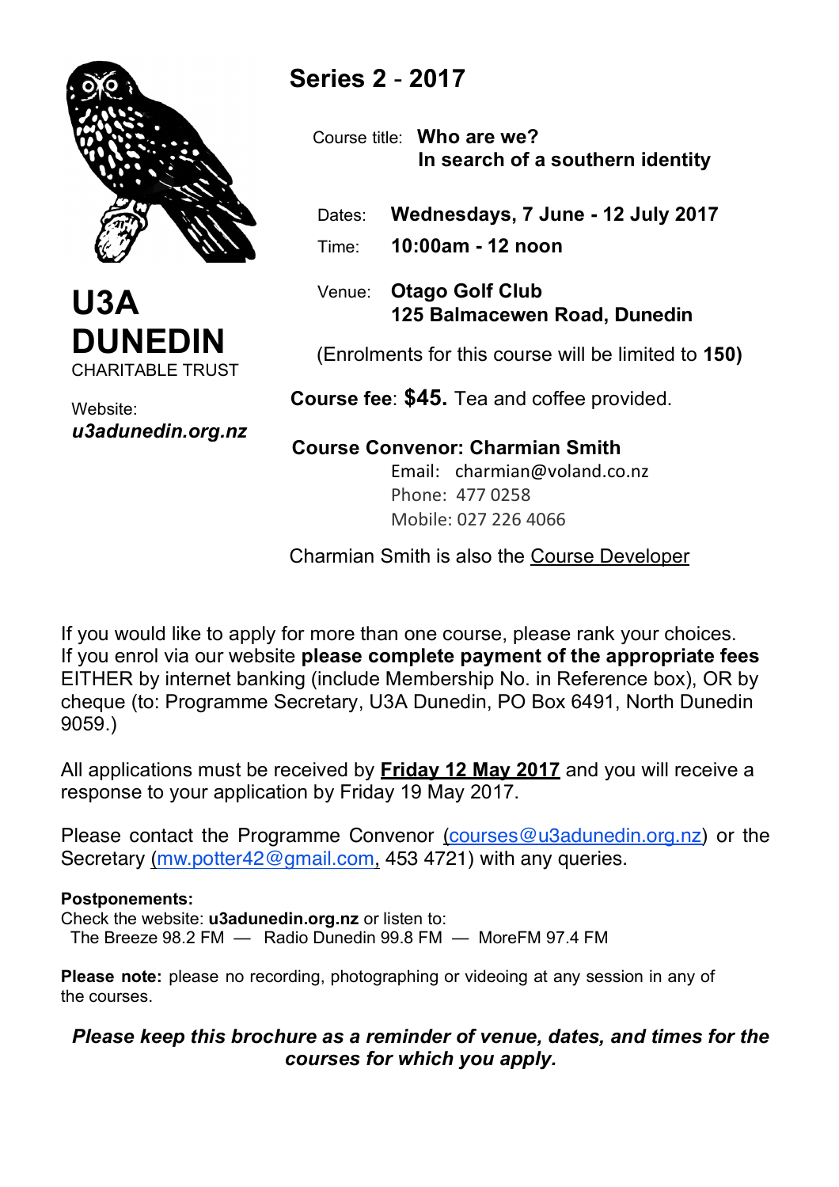# U3A DUNEDIN

CHARITABLE TRUST

Website:
***u3adunedin.org.nz***

## Series 2 - 2017

Course title: **Who are we?**
**In search of a southern identity**

Dates: **Wednesdays, 7 June - 12 July 2017**

Time: **10:00am - 12 noon**

Venue: **Otago Golf Club**
**125 Balmacewen Road, Dunedin**

(Enrolments for this course will be limited to **150)**

**Course fee**: **$45.** Tea and coffee provided.

**Course Convenor: Charmian Smith**
Email: charmian@voland.co.nz
Phone: 477 0258
Mobile: 027 226 4066

Charmian Smith is also the Course Developer

If you would like to apply for more than one course, please rank your choices.
If you enrol via our website **please complete payment of the appropriate fees** EITHER by internet banking (include Membership No. in Reference box), OR by cheque (to: Programme Secretary, U3A Dunedin, PO Box 6491, North Dunedin 9059.)

All applications must be received by **Friday 12 May 2017** and you will receive a response to your application by Friday 19 May 2017.

Please contact the Programme Convenor (courses@u3adunedin.org.nz) or the Secretary (mw.potter42@gmail.com, 453 4721) with any queries.

**Postponements:**
Check the website: **u3adunedin.org.nz** or listen to:
The Breeze 98.2 FM — Radio Dunedin 99.8 FM — MoreFM 97.4 FM

**Please note:** please no recording, photographing or videoing at any session in any of the courses.

***Please keep this brochure as a reminder of venue, dates, and times for the courses for which you apply.***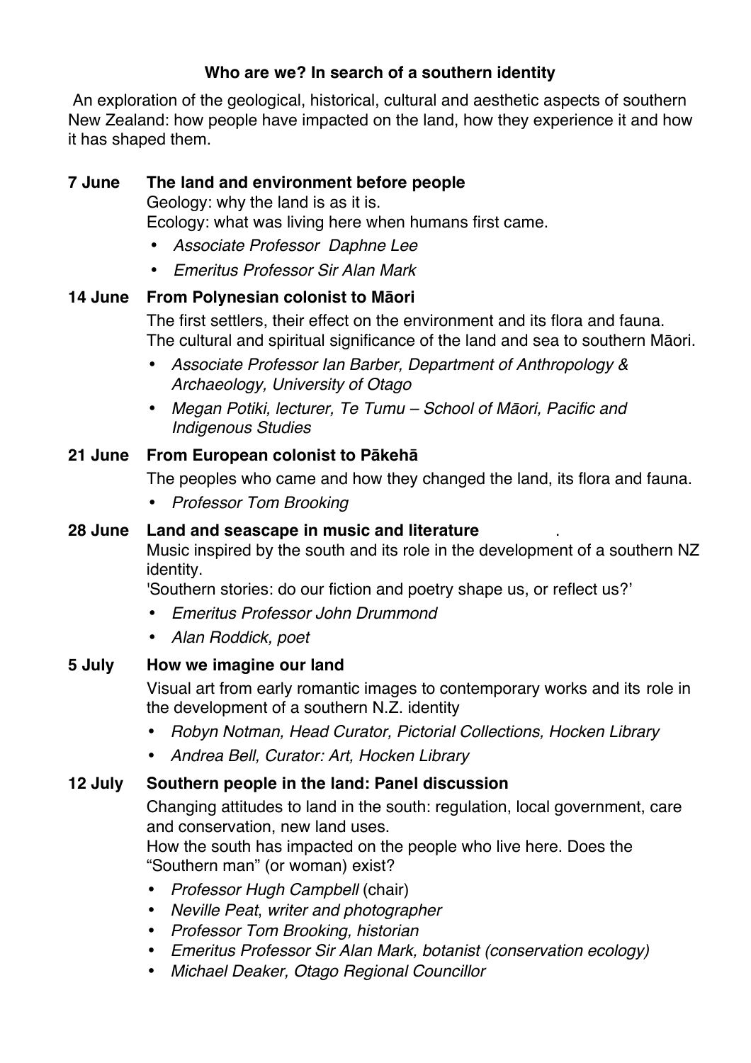**Who are we? In search of a southern identity**

An exploration of the geological, historical, cultural and aesthetic aspects of southern New Zealand: how people have impacted on the land, how they experience it and how it has shaped them.

**7 June** **The land and environment before people**

Geology: why the land is as it is.
Ecology: what was living here when humans first came.

- *Associate Professor Daphne Lee*
- *Emeritus Professor Sir Alan Mark*

**14 June** **From Polynesian colonist to Māori**

The first settlers, their effect on the environment and its flora and fauna. The cultural and spiritual significance of the land and sea to southern Māori.

- *Associate Professor Ian Barber, Department of Anthropology & Archaeology, University of Otago*
- *Megan Potiki, lecturer, Te Tumu – School of Māori, Pacific and Indigenous Studies*

**21 June** **From European colonist to Pākehā**

The peoples who came and how they changed the land, its flora and fauna.

- *Professor Tom Brooking*

**28 June** **Land and seascape in music and literature**

Music inspired by the south and its role in the development of a southern NZ identity.
'Southern stories: do our fiction and poetry shape us, or reflect us?'

- *Emeritus Professor John Drummond*
- *Alan Roddick, poet*

**5 July** **How we imagine our land**

Visual art from early romantic images to contemporary works and its role in the development of a southern N.Z. identity

- *Robyn Notman, Head Curator, Pictorial Collections, Hocken Library*
- *Andrea Bell, Curator: Art, Hocken Library*

**12 July** **Southern people in the land: Panel discussion**

Changing attitudes to land in the south: regulation, local government, care and conservation, new land uses.
How the south has impacted on the people who live here. Does the "Southern man" (or woman) exist?

- *Professor Hugh Campbell* (chair)
- *Neville Peat, writer and photographer*
- *Professor Tom Brooking, historian*
- *Emeritus Professor Sir Alan Mark, botanist (conservation ecology)*
- *Michael Deaker, Otago Regional Councillor*